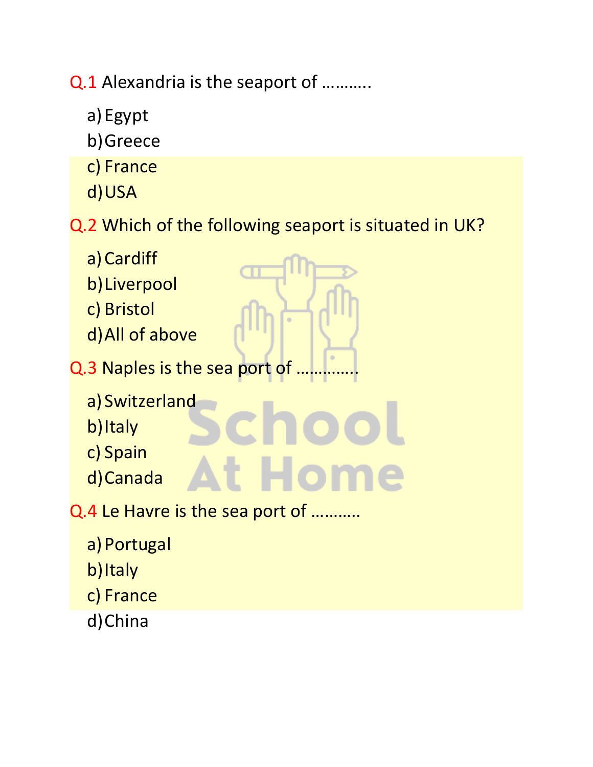Q.1 Alexandria is the seaport of ……….

a) Egypt
b) Greece
c) France
d) USA

Q.2 Which of the following seaport is situated in UK?

a) Cardiff
b) Liverpool
c) Bristol
d) All of above

Q.3 Naples is the sea port of ………….

a) Switzerland
b) Italy
c) Spain
d) Canada

Q.4 Le Havre is the sea port of ……….

a) Portugal
b) Italy
c) France
d) China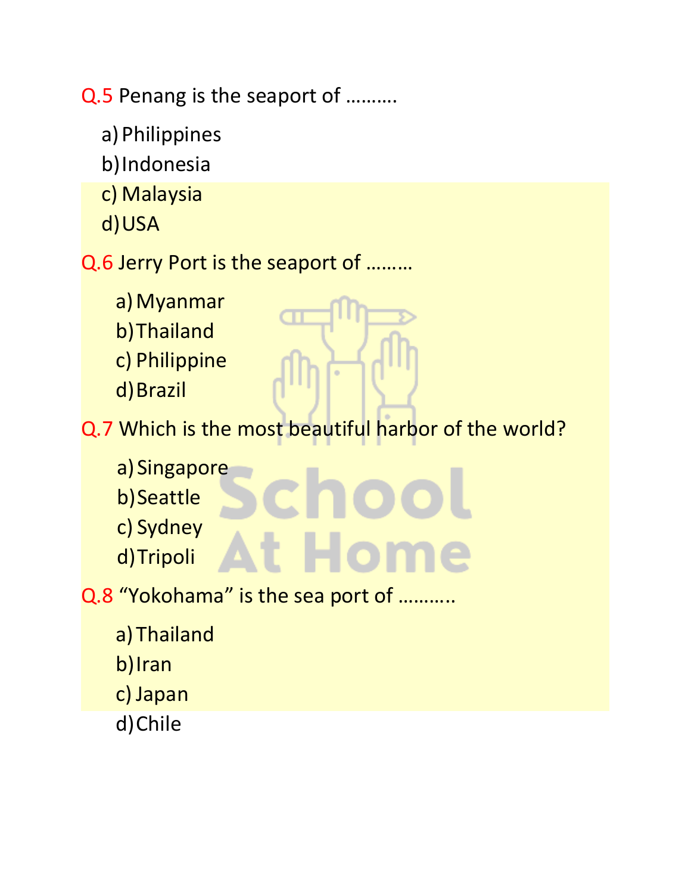Q.5 Penang is the seaport of ……….

a) Philippines
b) Indonesia
c) Malaysia
d) USA

Q.6 Jerry Port is the seaport of ………

a) Myanmar
b) Thailand
c) Philippine
d) Brazil

Q.7 Which is the most beautiful harbor of the world?

a) Singapore
b) Seattle
c) Sydney
d) Tripoli

Q.8 "Yokohama" is the sea port of ………..

a) Thailand
b) Iran
c) Japan
d) Chile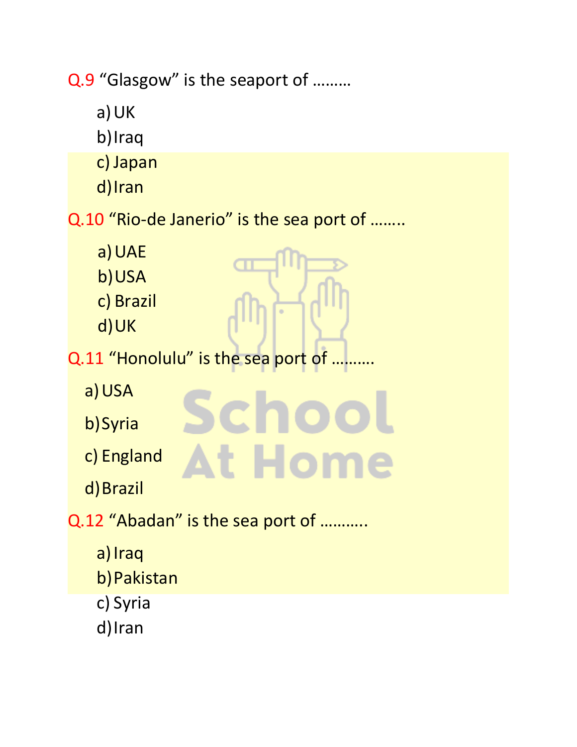Q.9 "Glasgow" is the seaport of .........

a) UK
b) Iraq
c) Japan
d) Iran

Q.10 "Rio-de Janerio" is the sea port of ........

a) UAE
b) USA
c) Brazil
d) UK

Q.11 "Honolulu" is the sea port of ..........

a) USA
b) Syria
c) England
d) Brazil

Q.12 "Abadan" is the sea port of ...........

a) Iraq
b) Pakistan
c) Syria
d) Iran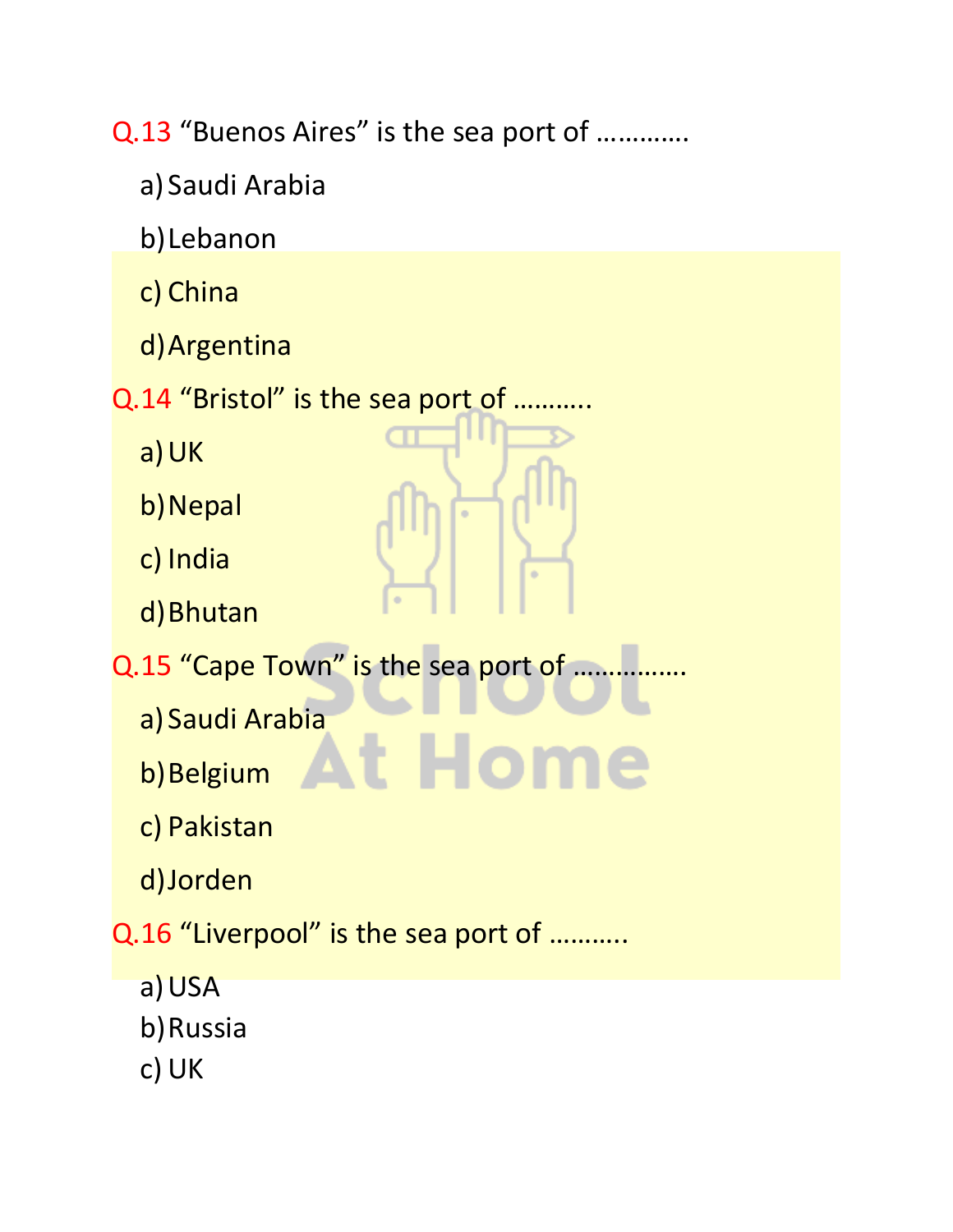Q.13 “Buenos Aires” is the sea port of …………

a) Saudi Arabia
b) Lebanon
c) China
d) Argentina

Q.14 “Bristol” is the sea port of ………..

a) UK
b) Nepal
c) India
d) Bhutan

Q.15 “Cape Town” is the sea port of …………….

a) Saudi Arabia
b) Belgium
c) Pakistan
d) Jorden

Q.16 “Liverpool” is the sea port of ………..

a) USA
b) Russia
c) UK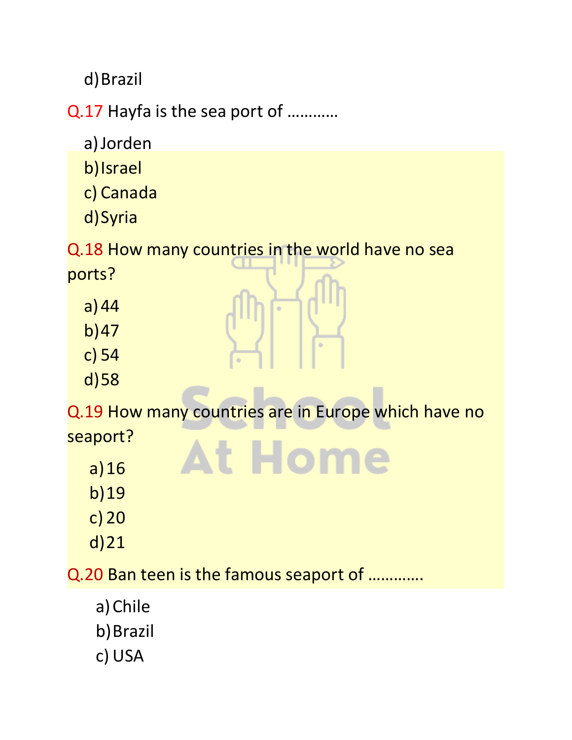d) Brazil

Q.17 Hayfa is the sea port of …………

a) Jorden
b) Israel
c) Canada
d) Syria

Q.18 How many countries in the world have no sea ports?

a) 44
b) 47
c) 54
d) 58

Q.19 How many countries are in Europe which have no seaport?

a) 16
b) 19
c) 20
d) 21

Q.20 Ban teen is the famous seaport of ………….

a) Chile
b) Brazil
c) USA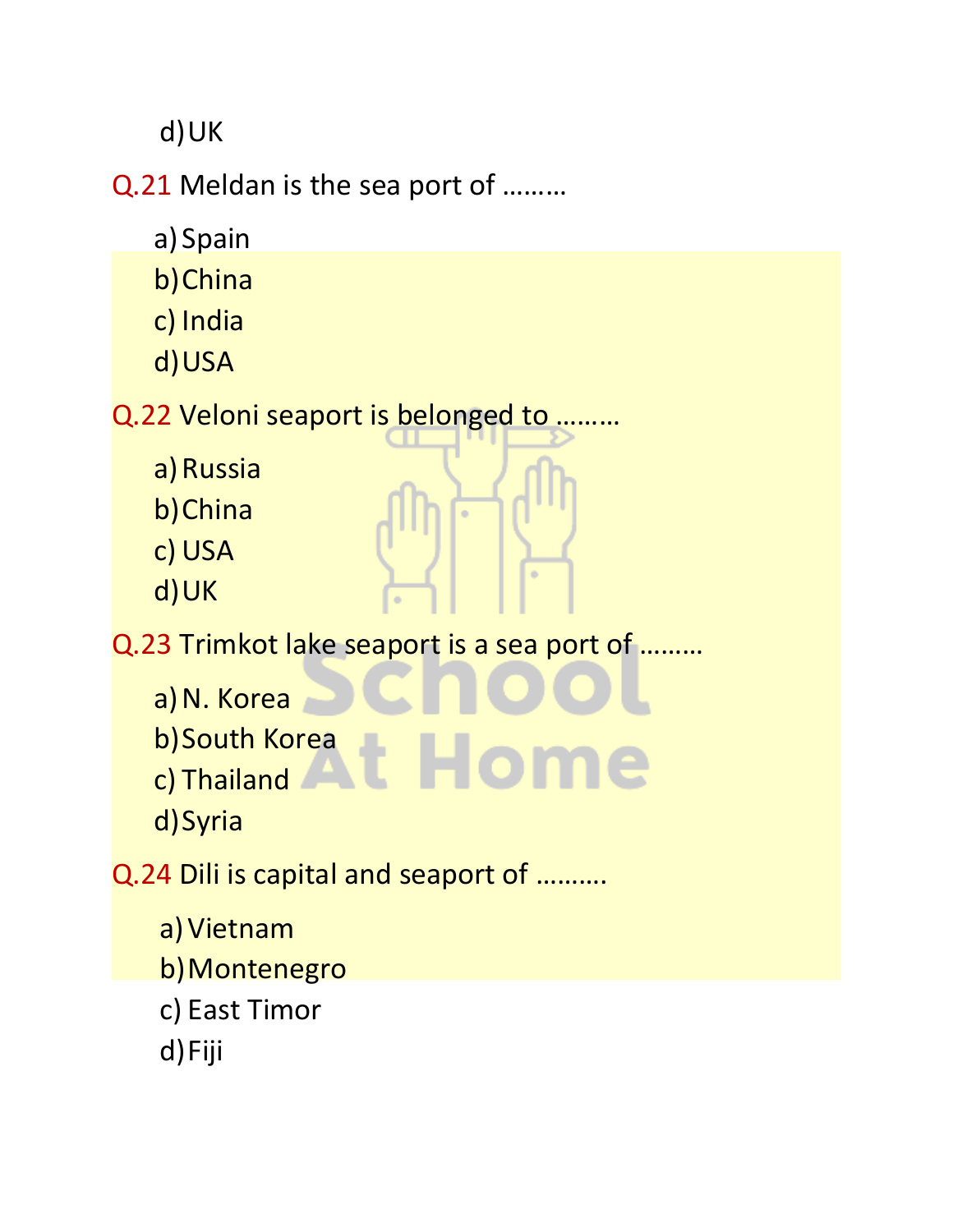d) UK

Q.21 Meldan is the sea port of ………

a) Spain
b) China
c) India
d) USA

Q.22 Veloni seaport is belonged to ………

a) Russia
b) China
c) USA
d) UK

Q.23 Trimkot lake seaport is a sea port of ………

a) N. Korea
b) South Korea
c) Thailand
d) Syria

Q.24 Dili is capital and seaport of ……….

a) Vietnam
b) Montenegro
c) East Timor
d) Fiji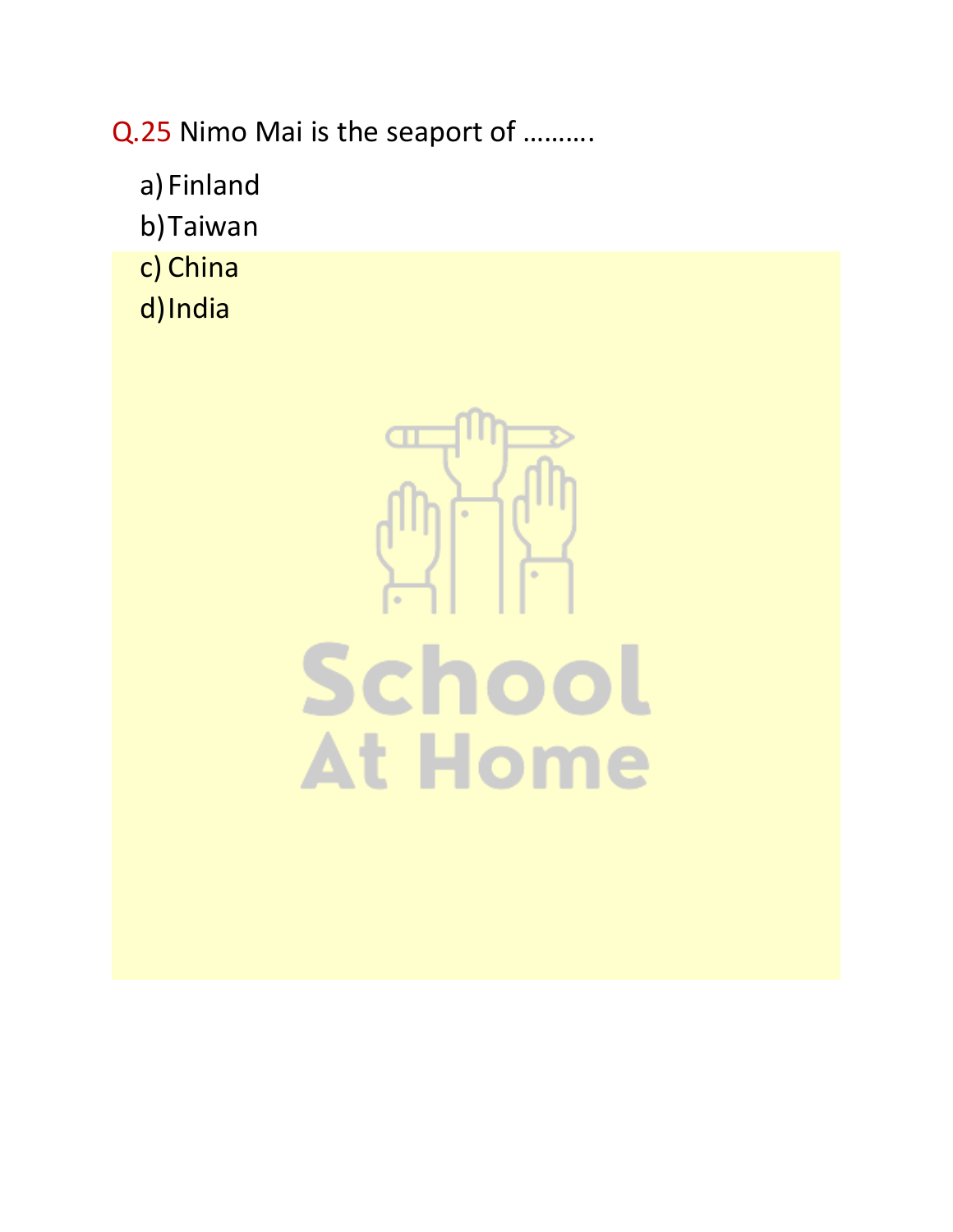Q.25 Nimo Mai is the seaport of ……….

a) Finland
b) Taiwan
c) China
d) India